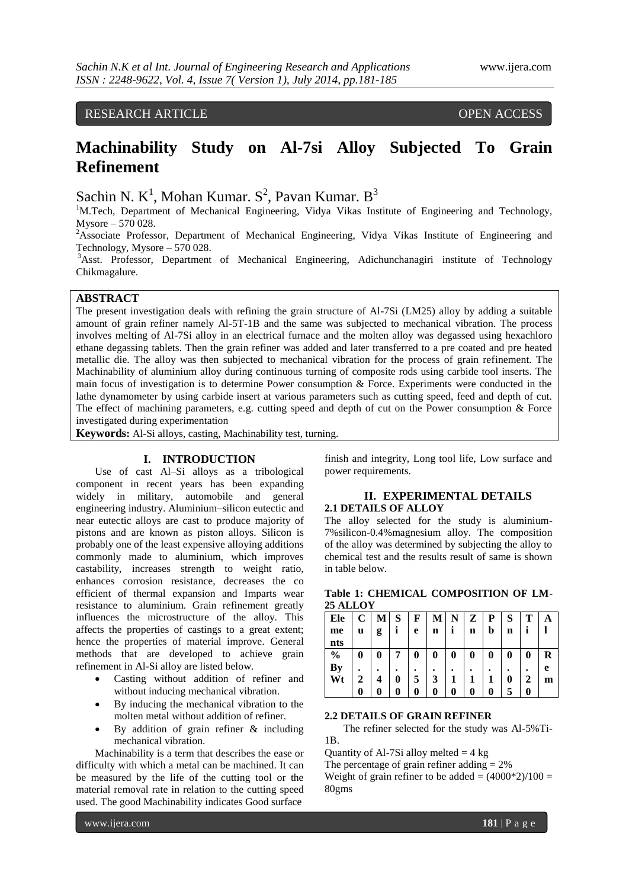RESEARCH ARTICLE OPEN ACCESS

# Machinability Study on Al-7si Alloy Subjected To Grain Refinement

Sachin N. K[1], Mohan Kumar. S[2], Pavan Kumar. B[3]

[1]M.Tech, Department of Mechanical Engineering, Vidya Vikas Institute of Engineering and Technology, Mysore – 570 028.

[2]Associate Professor, Department of Mechanical Engineering, Vidya Vikas Institute of Engineering and Technology, Mysore – 570 028.

[3]Asst. Professor, Department of Mechanical Engineering, Adichunchanagiri institute of Technology Chikmagalure.

## ABSTRACT

The present investigation deals with refining the grain structure of Al-7Si (LM25) alloy by adding a suitable amount of grain refiner namely Al-5T-1B and the same was subjected to mechanical vibration. The process involves melting of Al-7Si alloy in an electrical furnace and the molten alloy was degassed using hexachloro ethane degassing tablets. Then the grain refiner was added and later transferred to a pre coated and pre heated metallic die. The alloy was then subjected to mechanical vibration for the process of grain refinement. The Machinability of aluminium alloy during continuous turning of composite rods using carbide tool inserts. The main focus of investigation is to determine Power consumption & Force. Experiments were conducted in the lathe dynamometer by using carbide insert at various parameters such as cutting speed, feed and depth of cut. The effect of machining parameters, e.g. cutting speed and depth of cut on the Power consumption & Force investigated during experimentation

**Keywords:** Al-Si alloys, casting, Machinability test, turning.

## I. INTRODUCTION

Use of cast Al–Si alloys as a tribological component in recent years has been expanding widely in military, automobile and general engineering industry. Aluminium–silicon eutectic and near eutectic alloys are cast to produce majority of pistons and are known as piston alloys. Silicon is probably one of the least expensive alloying additions commonly made to aluminium, which improves castability, increases strength to weight ratio, enhances corrosion resistance, decreases the co efficient of thermal expansion and Imparts wear resistance to aluminium. Grain refinement greatly influences the microstructure of the alloy. This affects the properties of castings to a great extent; hence the properties of material improve. General methods that are developed to achieve grain refinement in Al-Si alloy are listed below.

- Casting without addition of refiner and without inducing mechanical vibration.
- By inducing the mechanical vibration to the molten metal without addition of refiner.
- By addition of grain refiner & including mechanical vibration.

Machinability is a term that describes the ease or difficulty with which a metal can be machined. It can be measured by the life of the cutting tool or the material removal rate in relation to the cutting speed used. The good Machinability indicates Good surface finish and integrity, Long tool life, Low surface and power requirements.

## II. EXPERIMENTAL DETAILS

### 2.1 DETAILS OF ALLOY

The alloy selected for the study is aluminium-7%silicon-0.4%magnesium alloy. The composition of the alloy was determined by subjecting the alloy to chemical test and the results result of same is shown in table below.

**Table 1: CHEMICAL COMPOSITION OF LM-25 ALLOY**

| Elements | Cu | Mg | Si | Fe | Mn | Ni | Zn | Pb | Sn | Ti | Al |
|---|---|---|---|---|---|---|---|---|---|---|---|
| % By Wt | 0.20 | 0.40 | 7.00 | 0.50 | 0.30 | 0.10 | 0.10 | 0.10 | 0.05 | 0.20 | Rem |

### 2.2 DETAILS OF GRAIN REFINER

The refiner selected for the study was Al-5%Ti-1B.

Quantity of Al-7Si alloy melted = 4 kg

The percentage of grain refiner adding = 2%

Weight of grain refiner to be added = $(4000*2)/100$ = 80gms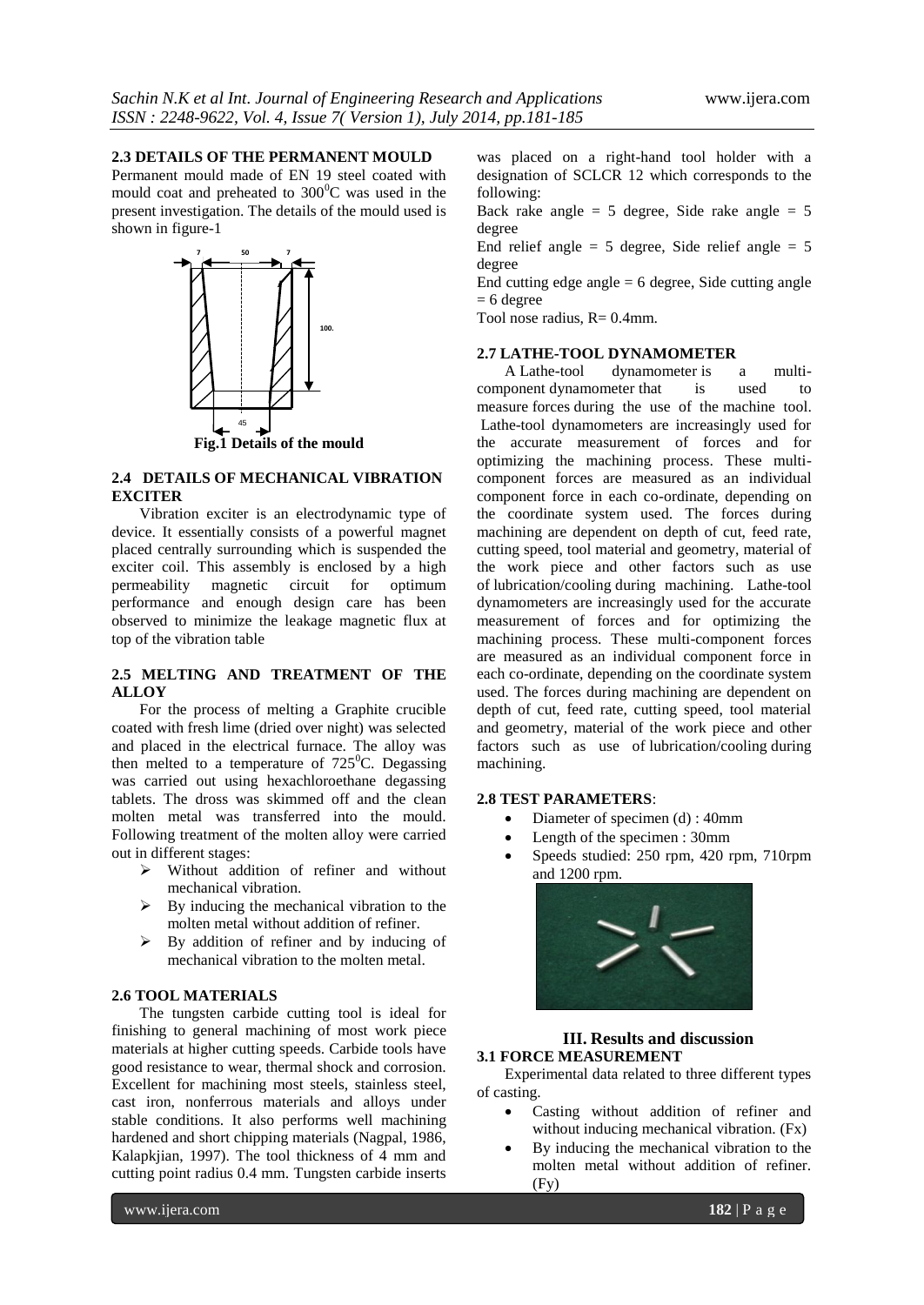### 2.3 DETAILS OF THE PERMANENT MOULD

Permanent mould made of EN 19 steel coated with mould coat and preheated to $300^0$C was used in the present investigation. The details of the mould used is shown in figure-1

**Fig.1 Details of the mould**

### 2.4 DETAILS OF MECHANICAL VIBRATION EXCITER

Vibration exciter is an electrodynamic type of device. It essentially consists of a powerful magnet placed centrally surrounding which is suspended the exciter coil. This assembly is enclosed by a high permeability magnetic circuit for optimum performance and enough design care has been observed to minimize the leakage magnetic flux at top of the vibration table

### 2.5 MELTING AND TREATMENT OF THE ALLOY

For the process of melting a Graphite crucible coated with fresh lime (dried over night) was selected and placed in the electrical furnace. The alloy was then melted to a temperature of $725^0$C. Degassing was carried out using hexachloroethane degassing tablets. The dross was skimmed off and the clean molten metal was transferred into the mould. Following treatment of the molten alloy were carried out in different stages:

- Without addition of refiner and without mechanical vibration.
- By inducing the mechanical vibration to the molten metal without addition of refiner.
- By addition of refiner and by inducing of mechanical vibration to the molten metal.

### 2.6 TOOL MATERIALS

The tungsten carbide cutting tool is ideal for finishing to general machining of most work piece materials at higher cutting speeds. Carbide tools have good resistance to wear, thermal shock and corrosion. Excellent for machining most steels, stainless steel, cast iron, nonferrous materials and alloys under stable conditions. It also performs well machining hardened and short chipping materials (Nagpal, 1986, Kalapkjian, 1997). The tool thickness of 4 mm and cutting point radius 0.4 mm. Tungsten carbide inserts was placed on a right-hand tool holder with a designation of SCLCR 12 which corresponds to the following:

Back rake angle = 5 degree, Side rake angle = 5 degree

End relief angle = 5 degree, Side relief angle = 5 degree

End cutting edge angle = 6 degree, Side cutting angle = 6 degree

Tool nose radius, R= 0.4mm.

### 2.7 LATHE-TOOL DYNAMOMETER

A Lathe-tool dynamometer is a multi-component dynamometer that is used to measure forces during the use of the machine tool. Lathe-tool dynamometers are increasingly used for the accurate measurement of forces and for optimizing the machining process. These multi-component forces are measured as an individual component force in each co-ordinate, depending on the coordinate system used. The forces during machining are dependent on depth of cut, feed rate, cutting speed, tool material and geometry, material of the work piece and other factors such as use of lubrication/cooling during machining. Lathe-tool dynamometers are increasingly used for the accurate measurement of forces and for optimizing the machining process. These multi-component forces are measured as an individual component force in each co-ordinate, depending on the coordinate system used. The forces during machining are dependent on depth of cut, feed rate, cutting speed, tool material and geometry, material of the work piece and other factors such as use of lubrication/cooling during machining.

### 2.8 TEST PARAMETERS:

- Diameter of specimen (d) : 40mm
- Length of the specimen : 30mm
- Speeds studied: 250 rpm, 420 rpm, 710rpm and 1200 rpm.

## III. Results and discussion

### 3.1 FORCE MEASUREMENT

Experimental data related to three different types of casting.

- Casting without addition of refiner and without inducing mechanical vibration. (Fx)
- By inducing the mechanical vibration to the molten metal without addition of refiner. (Fy)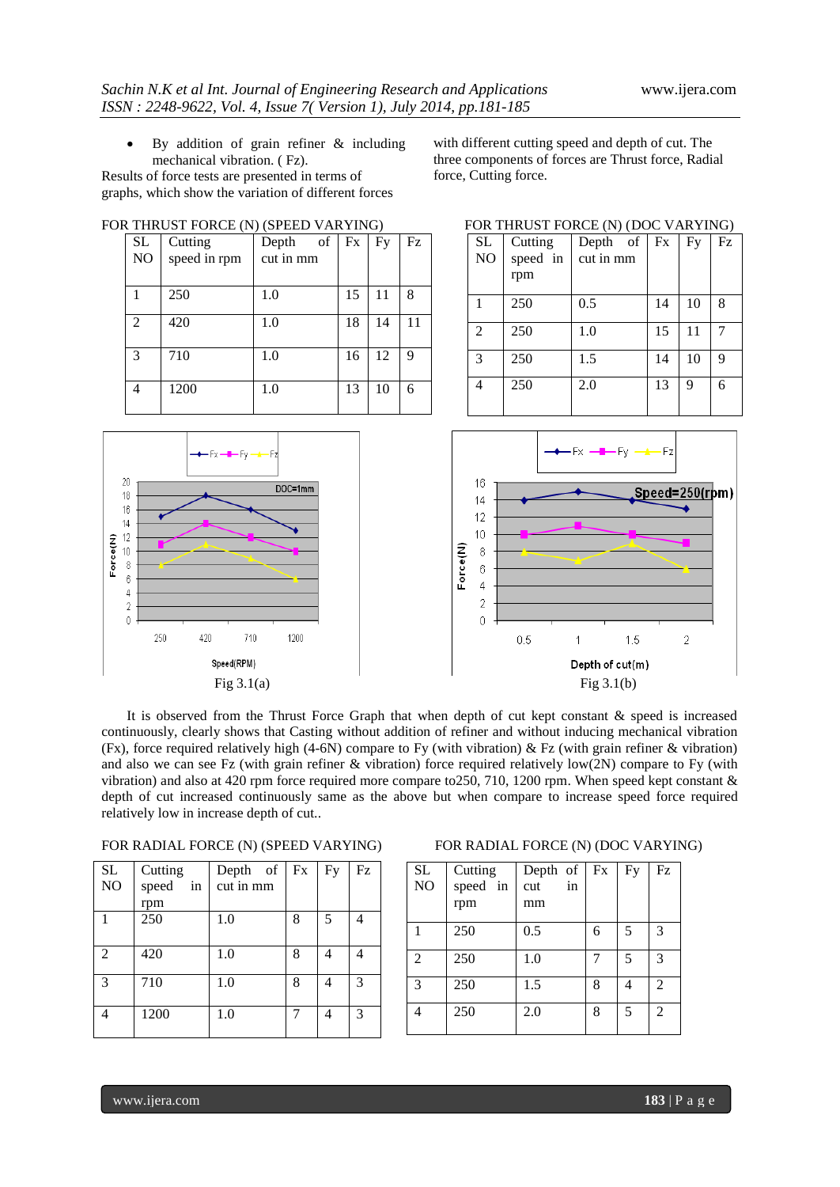- By addition of grain refiner & including mechanical vibration. ( Fz).

Results of force tests are presented in terms of graphs, which show the variation of different forces with different cutting speed and depth of cut. The three components of forces are Thrust force, Radial force, Cutting force.

FOR THRUST FORCE (N) (SPEED VARYING)

| SL NO | Cutting speed in rpm | Depth of cut in mm | Fx | Fy | Fz |
|---|---|---|---|---|---|
| 1 | 250 | 1.0 | 15 | 11 | 8 |
| 2 | 420 | 1.0 | 18 | 14 | 11 |
| 3 | 710 | 1.0 | 16 | 12 | 9 |
| 4 | 1200 | 1.0 | 13 | 10 | 6 |

FOR THRUST FORCE (N) (DOC VARYING)

| SL NO | Cutting speed in rpm | Depth of cut in mm | Fx | Fy | Fz |
|---|---|---|---|---|---|
| 1 | 250 | 0.5 | 14 | 10 | 8 |
| 2 | 250 | 1.0 | 15 | 11 | 7 |
| 3 | 250 | 1.5 | 14 | 10 | 9 |
| 4 | 250 | 2.0 | 13 | 9 | 6 |

Fig 3.1(a)

Fig 3.1(b)

It is observed from the Thrust Force Graph that when depth of cut kept constant & speed is increased continuously, clearly shows that Casting without addition of refiner and without inducing mechanical vibration (Fx), force required relatively high (4-6N) compare to Fy (with vibration) & Fz (with grain refiner & vibration) and also we can see Fz (with grain refiner & vibration) force required relatively low(2N) compare to Fy (with vibration) and also at 420 rpm force required more compare to250, 710, 1200 rpm. When speed kept constant & depth of cut increased continuously same as the above but when compare to increase speed force required relatively low in increase depth of cut..

FOR RADIAL FORCE (N) (SPEED VARYING)

| SL NO | Cutting speed in rpm | Depth of cut in mm | Fx | Fy | Fz |
|---|---|---|---|---|---|
| 1 | 250 | 1.0 | 8 | 5 | 4 |
| 2 | 420 | 1.0 | 8 | 4 | 4 |
| 3 | 710 | 1.0 | 8 | 4 | 3 |
| 4 | 1200 | 1.0 | 7 | 4 | 3 |

FOR RADIAL FORCE (N) (DOC VARYING)

| SL NO | Cutting speed in rpm | Depth of cut in mm | Fx | Fy | Fz |
|---|---|---|---|---|---|
| 1 | 250 | 0.5 | 6 | 5 | 3 |
| 2 | 250 | 1.0 | 7 | 5 | 3 |
| 3 | 250 | 1.5 | 8 | 4 | 2 |
| 4 | 250 | 2.0 | 8 | 5 | 2 |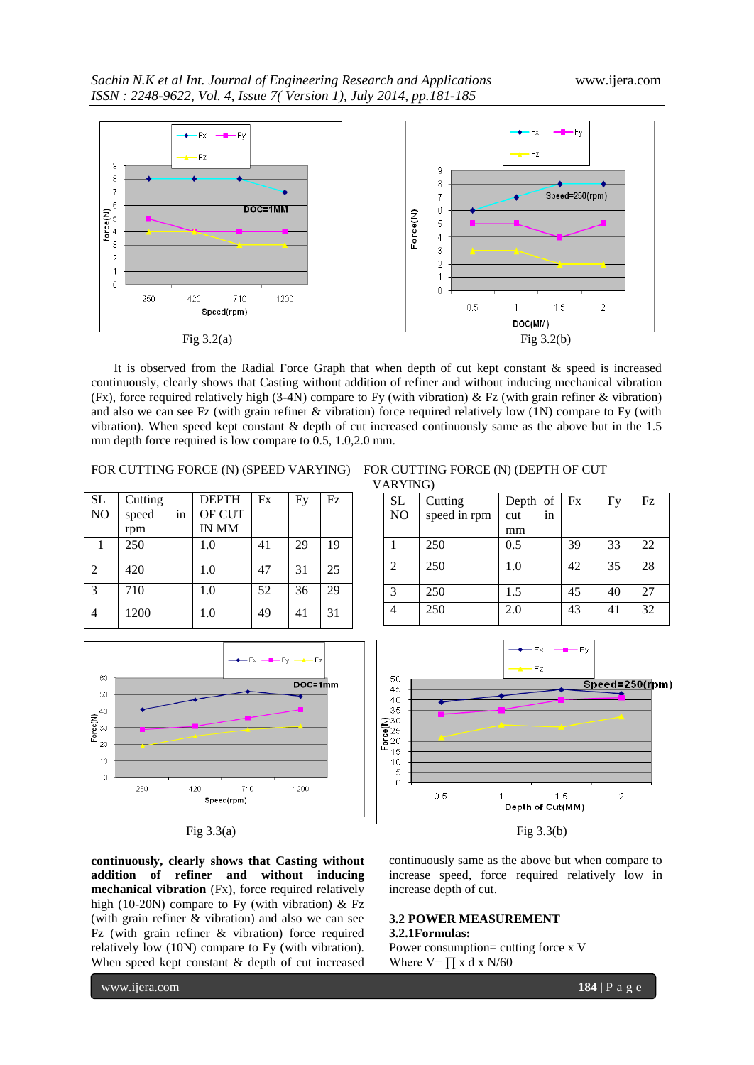Fig 3.2(a)

Fig 3.2(b)

It is observed from the Radial Force Graph that when depth of cut kept constant & speed is increased continuously, clearly shows that Casting without addition of refiner and without inducing mechanical vibration (Fx), force required relatively high (3-4N) compare to Fy (with vibration) & Fz (with grain refiner & vibration) and also we can see Fz (with grain refiner & vibration) force required relatively low (1N) compare to Fy (with vibration). When speed kept constant & depth of cut increased continuously same as the above but in the 1.5 mm depth force required is low compare to 0.5, 1.0,2.0 mm.

FOR CUTTING FORCE (N) (SPEED VARYING)

| SL NO | Cutting speed in rpm | DEPTH OF CUT IN MM | Fx | Fy | Fz |
|---|---|---|---|---|---|
| 1 | 250 | 1.0 | 41 | 29 | 19 |
| 2 | 420 | 1.0 | 47 | 31 | 25 |
| 3 | 710 | 1.0 | 52 | 36 | 29 |
| 4 | 1200 | 1.0 | 49 | 41 | 31 |

FOR CUTTING FORCE (N) (DEPTH OF CUT VARYING)

| SL NO | Cutting speed in rpm | Depth of cut in mm | Fx | Fy | Fz |
|---|---|---|---|---|---|
| 1 | 250 | 0.5 | 39 | 33 | 22 |
| 2 | 250 | 1.0 | 42 | 35 | 28 |
| 3 | 250 | 1.5 | 45 | 40 | 27 |
| 4 | 250 | 2.0 | 43 | 41 | 32 |

Fig 3.3(a)

Fig 3.3(b)

**continuously, clearly shows that Casting without addition of refiner and without inducing mechanical vibration** (Fx), force required relatively high (10-20N) compare to Fy (with vibration) & Fz (with grain refiner & vibration) and also we can see Fz (with grain refiner & vibration) force required relatively low (10N) compare to Fy (with vibration). When speed kept constant & depth of cut increased continuously same as the above but when compare to increase speed, force required relatively low in increase depth of cut.

### 3.2 POWER MEASUREMENT

#### 3.2.1Formulas:

Power consumption= cutting force x V

Where V= ∏ x d x N/60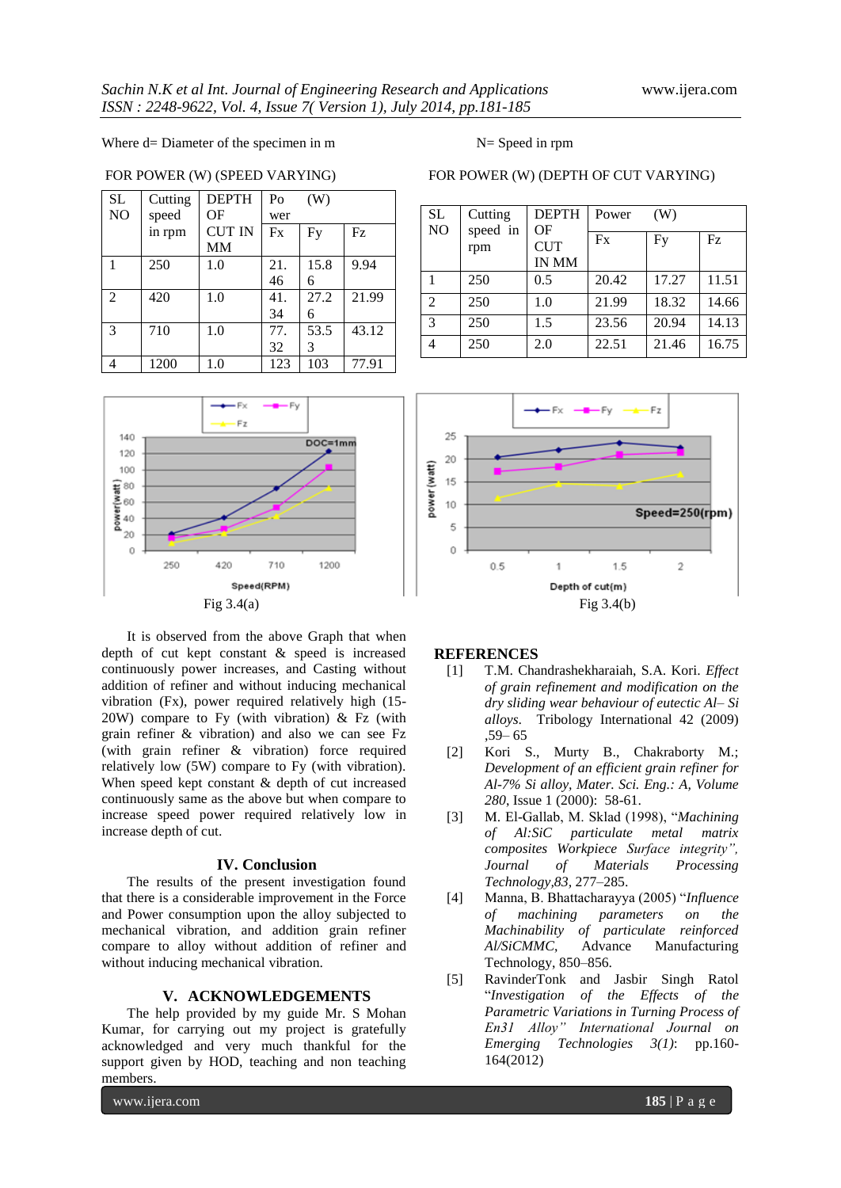Where d= Diameter of the specimen in m N= Speed in rpm

FOR POWER (W) (SPEED VARYING)

| SL NO | Cutting speed in rpm | DEPTH OF CUT IN MM | Power (W) | | |
|---|---|---|---|---|---|
| | | | Fx | Fy | Fz |
| 1 | 250 | 1.0 | 21.46 | 15.86 | 9.94 |
| 2 | 420 | 1.0 | 41.34 | 27.26 | 21.99 |
| 3 | 710 | 1.0 | 77.32 | 53.53 | 43.12 |
| 4 | 1200 | 1.0 | 123 | 103 | 77.91 |

FOR POWER (W) (DEPTH OF CUT VARYING)

| SL NO | Cutting speed in rpm | DEPTH OF CUT IN MM | Power (W) | | |
|---|---|---|---|---|---|
| | | | Fx | Fy | Fz |
| 1 | 250 | 0.5 | 20.42 | 17.27 | 11.51 |
| 2 | 250 | 1.0 | 21.99 | 18.32 | 14.66 |
| 3 | 250 | 1.5 | 23.56 | 20.94 | 14.13 |
| 4 | 250 | 2.0 | 22.51 | 21.46 | 16.75 |

Fx Fy Fz
DOC=1mm
power(watt)
140 120 100 80 60 40 20 0
250 420 710 1200
Speed(RPM)

Fig 3.4(a)

Fx Fy Fz
power (watt)
25 20 15 10 5 0
Speed=250(rpm)
0.5 1 1.5 2
Depth of cut(m)

Fig 3.4(b)

It is observed from the above Graph that when depth of cut kept constant & speed is increased continuously power increases, and Casting without addition of refiner and without inducing mechanical vibration (Fx), power required relatively high (15-20W) compare to Fy (with vibration) & Fz (with grain refiner & vibration) and also we can see Fz (with grain refiner & vibration) force required relatively low (5W) compare to Fy (with vibration). When speed kept constant & depth of cut increased continuously same as the above but when compare to increase speed power required relatively low in increase depth of cut.

## IV. Conclusion

The results of the present investigation found that there is a considerable improvement in the Force and Power consumption upon the alloy subjected to mechanical vibration, and addition grain refiner compare to alloy without addition of refiner and without inducing mechanical vibration.

## V. ACKNOWLEDGEMENTS

The help provided by my guide Mr. S Mohan Kumar, for carrying out my project is gratefully acknowledged and very much thankful for the support given by HOD, teaching and non teaching members.

## REFERENCES

[1] T.M. Chandrashekharaiah, S.A. Kori. *Effect of grain refinement and modification on the dry sliding wear behaviour of eutectic Al– Si alloys.* Tribology International 42 (2009) ,59– 65

[2] Kori S., Murty B., Chakraborty M.; *Development of an efficient grain refiner for Al-7% Si alloy, Mater. Sci. Eng.: A, Volume 280*, Issue 1 (2000): 58-61.

[3] M. El-Gallab, M. Sklad (1998), "*Machining of Al:SiC particulate metal matrix composites Workpiece Surface integrity", Journal of Materials Processing Technology,83*, 277–285.

[4] Manna, B. Bhattacharayya (2005) "*Influence of machining parameters on the Machinability of particulate reinforced Al/SiCMMC*, Advance Manufacturing Technology, 850–856.

[5] RavinderTonk and Jasbir Singh Ratol "*Investigation of the Effects of the Parametric Variations in Turning Process of En31 Alloy" International Journal on Emerging Technologies 3(1)*: pp.160-164(2012)